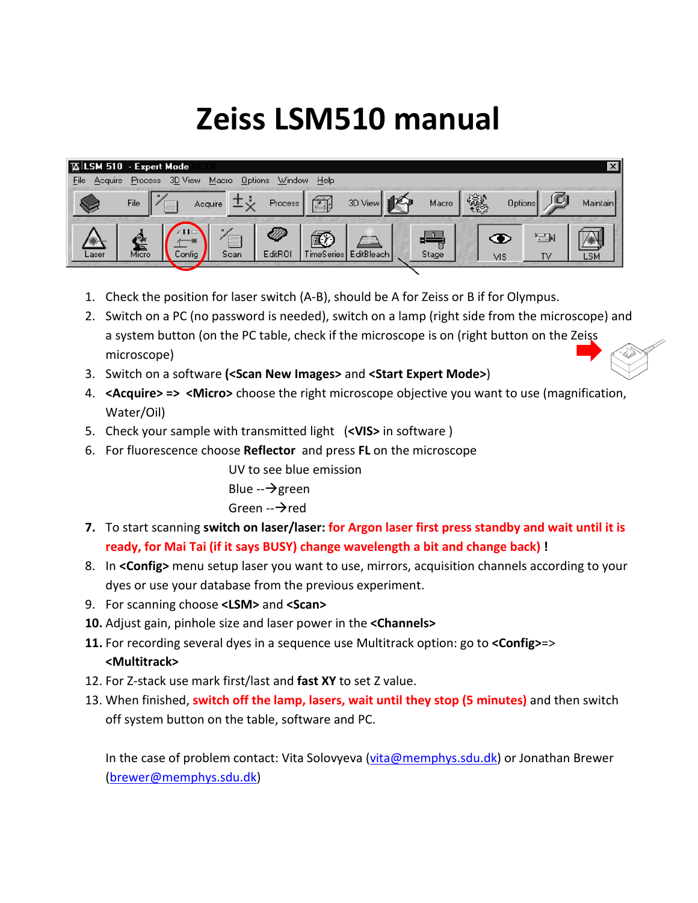# Zeiss LSM510 manual

1. Check the position for laser switch (A-B), should be A for Zeiss or B if for Olympus.
2. Switch on a PC (no password is needed), switch on a lamp (right side from the microscope) and a system button (on the PC table, check if the microscope is on (right button on the Zeiss microscope)
3. Switch on a software **(<Scan New Images>** and **<Start Expert Mode>**)
4. **<Acquire> => <Micro>** choose the right microscope objective you want to use (magnification, Water/Oil)
5. Check your sample with transmitted light (**<VIS>** in software )
6. For fluorescence choose **Reflector** and press **FL** on the microscope

   UV to see blue emission

   Blue --→green

   Green --→red
7. To start scanning **switch on laser/laser: for Argon laser first press standby and wait until it is ready, for Mai Tai (if it says BUSY) change wavelength a bit and change back) !**
8. In **<Config>** menu setup laser you want to use, mirrors, acquisition channels according to your dyes or use your database from the previous experiment.
9. For scanning choose **<LSM>** and **<Scan>**
10. Adjust gain, pinhole size and laser power in the **<Channels>**
11. For recording several dyes in a sequence use Multitrack option: go to **<Config>**=> **<Multitrack>**
12. For Z-stack use mark first/last and **fast XY** to set Z value.
13. When finished, **switch off the lamp, lasers, wait until they stop (5 minutes)** and then switch off system button on the table, software and PC.

In the case of problem contact: Vita Solovyeva (vita@memphys.sdu.dk) or Jonathan Brewer (brewer@memphys.sdu.dk)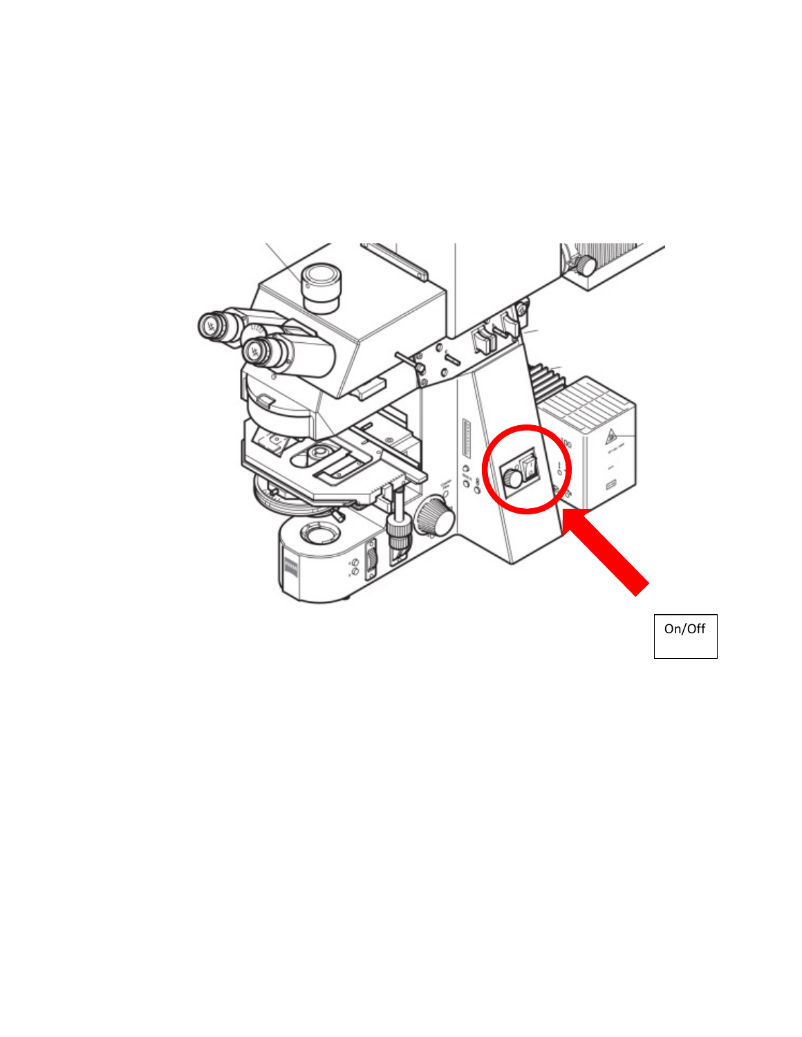On/Off